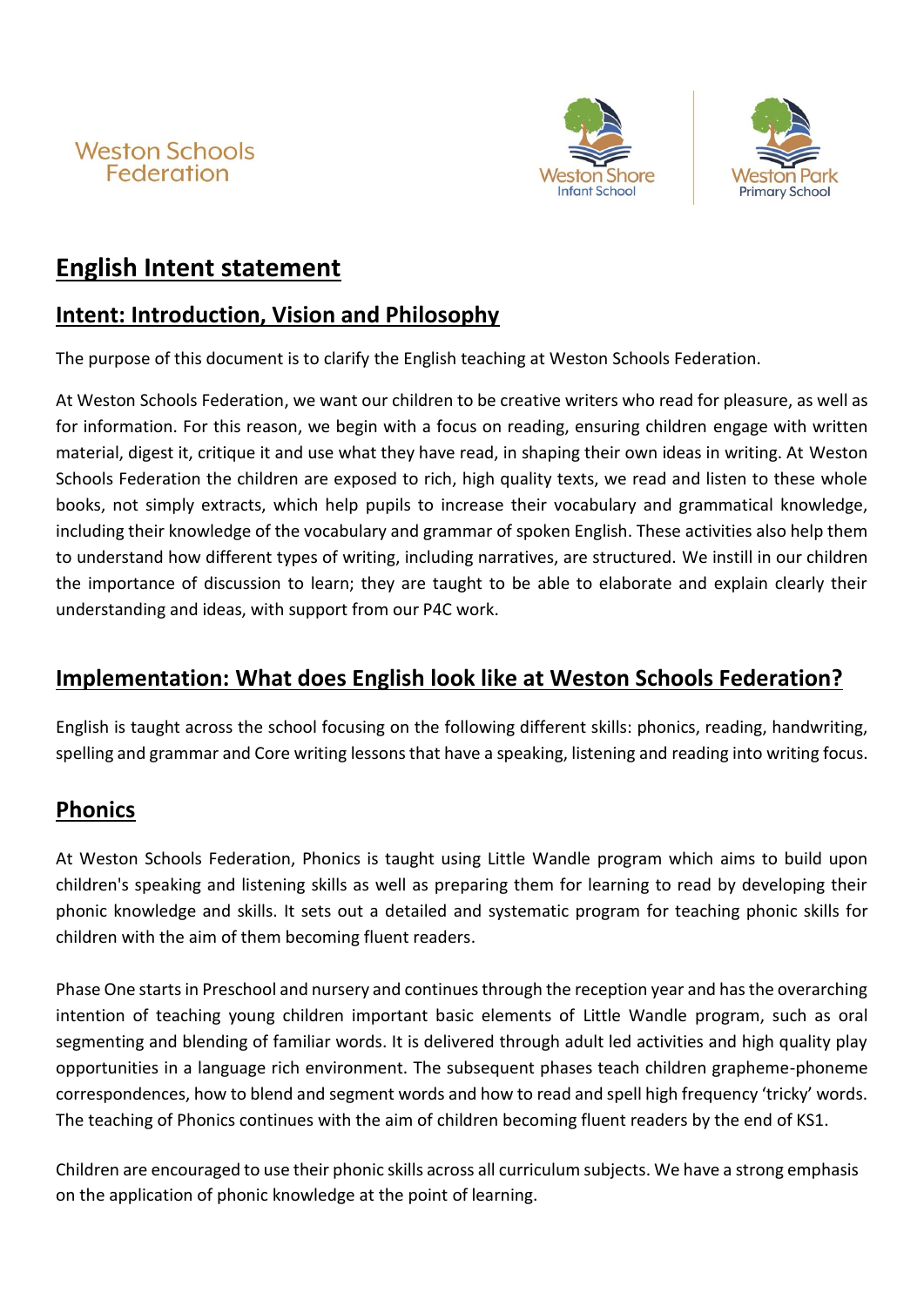Weston Schools Federation

Weston Shore Infant School

Weston Park Primary School

# English Intent statement

## Intent: Introduction, Vision and Philosophy

The purpose of this document is to clarify the English teaching at Weston Schools Federation.

At Weston Schools Federation, we want our children to be creative writers who read for pleasure, as well as for information. For this reason, we begin with a focus on reading, ensuring children engage with written material, digest it, critique it and use what they have read, in shaping their own ideas in writing. At Weston Schools Federation the children are exposed to rich, high quality texts, we read and listen to these whole books, not simply extracts, which help pupils to increase their vocabulary and grammatical knowledge, including their knowledge of the vocabulary and grammar of spoken English. These activities also help them to understand how different types of writing, including narratives, are structured. We instill in our children the importance of discussion to learn; they are taught to be able to elaborate and explain clearly their understanding and ideas, with support from our P4C work.

## Implementation: What does English look like at Weston Schools Federation?

English is taught across the school focusing on the following different skills: phonics, reading, handwriting, spelling and grammar and Core writing lessons that have a speaking, listening and reading into writing focus.

## Phonics

At Weston Schools Federation, Phonics is taught using Little Wandle program which aims to build upon children's speaking and listening skills as well as preparing them for learning to read by developing their phonic knowledge and skills. It sets out a detailed and systematic program for teaching phonic skills for children with the aim of them becoming fluent readers.

Phase One starts in Preschool and nursery and continues through the reception year and has the overarching intention of teaching young children important basic elements of Little Wandle program, such as oral segmenting and blending of familiar words. It is delivered through adult led activities and high quality play opportunities in a language rich environment. The subsequent phases teach children grapheme-phoneme correspondences, how to blend and segment words and how to read and spell high frequency 'tricky' words. The teaching of Phonics continues with the aim of children becoming fluent readers by the end of KS1.

Children are encouraged to use their phonic skills across all curriculum subjects. We have a strong emphasis on the application of phonic knowledge at the point of learning.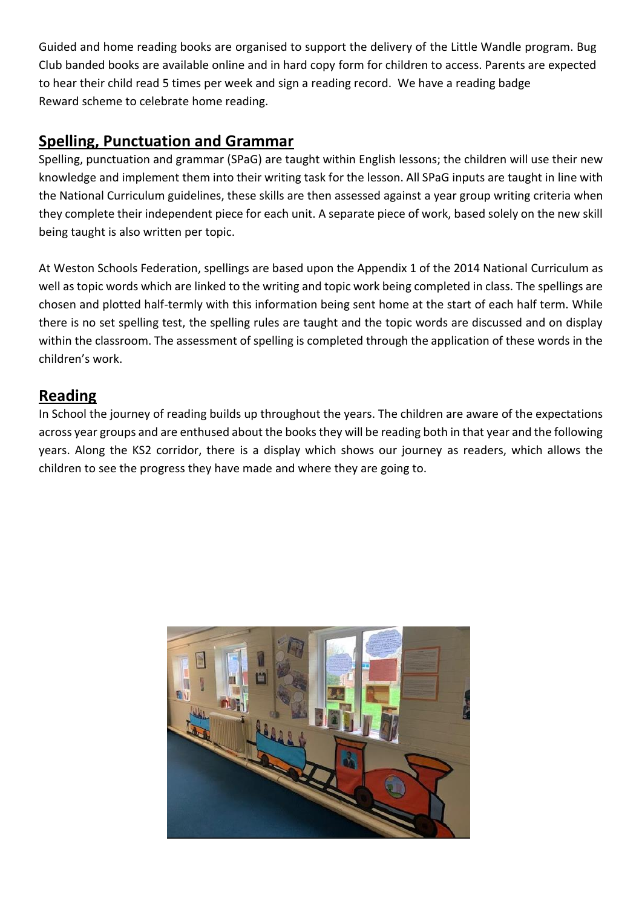Guided and home reading books are organised to support the delivery of the Little Wandle program. Bug Club banded books are available online and in hard copy form for children to access. Parents are expected to hear their child read 5 times per week and sign a reading record. We have a reading badge Reward scheme to celebrate home reading.

## Spelling, Punctuation and Grammar

Spelling, punctuation and grammar (SPaG) are taught within English lessons; the children will use their new knowledge and implement them into their writing task for the lesson. All SPaG inputs are taught in line with the National Curriculum guidelines, these skills are then assessed against a year group writing criteria when they complete their independent piece for each unit. A separate piece of work, based solely on the new skill being taught is also written per topic.

At Weston Schools Federation, spellings are based upon the Appendix 1 of the 2014 National Curriculum as well as topic words which are linked to the writing and topic work being completed in class. The spellings are chosen and plotted half-termly with this information being sent home at the start of each half term. While there is no set spelling test, the spelling rules are taught and the topic words are discussed and on display within the classroom. The assessment of spelling is completed through the application of these words in the children's work.

## Reading

In School the journey of reading builds up throughout the years. The children are aware of the expectations across year groups and are enthused about the books they will be reading both in that year and the following years. Along the KS2 corridor, there is a display which shows our journey as readers, which allows the children to see the progress they have made and where they are going to.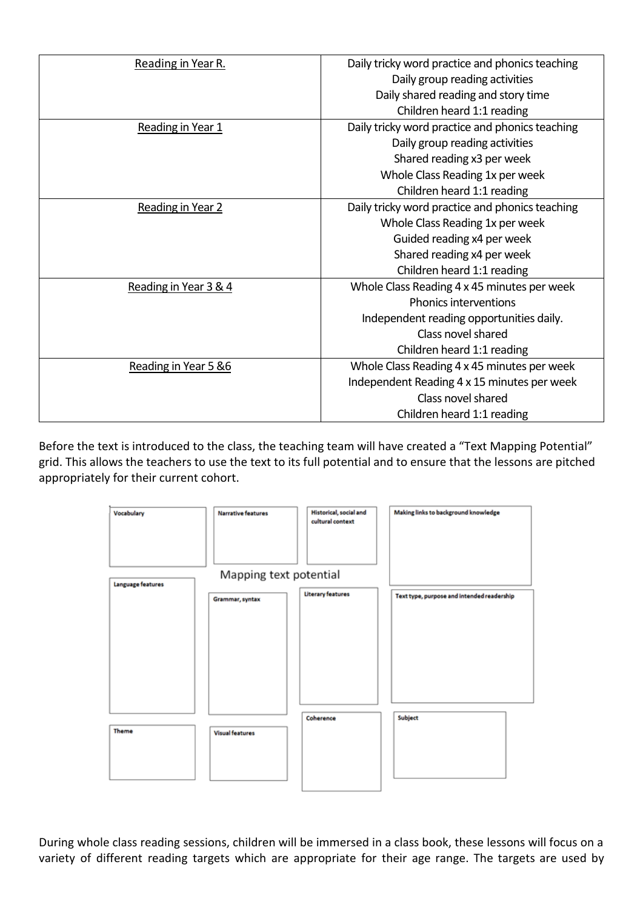| Reading in Year R. | Daily tricky word practice and phonics teaching<br>Daily group reading activities<br>Daily shared reading and story time<br>Children heard 1:1 reading |
|---|---|
| Reading in Year 1 | Daily tricky word practice and phonics teaching<br>Daily group reading activities<br>Shared reading x3 per week<br>Whole Class Reading 1x per week<br>Children heard 1:1 reading |
| Reading in Year 2 | Daily tricky word practice and phonics teaching<br>Whole Class Reading 1x per week<br>Guided reading x4 per week<br>Shared reading x4 per week<br>Children heard 1:1 reading |
| Reading in Year 3 & 4 | Whole Class Reading 4 x 45 minutes per week<br>Phonics interventions<br>Independent reading opportunities daily.<br>Class novel shared<br>Children heard 1:1 reading |
| Reading in Year 5 &6 | Whole Class Reading 4 x 45 minutes per week<br>Independent Reading 4 x 15 minutes per week<br>Class novel shared<br>Children heard 1:1 reading |

Before the text is introduced to the class, the teaching team will have created a "Text Mapping Potential" grid. This allows the teachers to use the text to its full potential and to ensure that the lessons are pitched appropriately for their current cohort.

Mapping text potential

- Vocabulary
- Narrative features
- Historical, social and cultural context
- Making links to background knowledge
- Language features
- Grammar, syntax
- Literary features
- Text type, purpose and intended readership
- Theme
- Visual features
- Coherence
- Subject

During whole class reading sessions, children will be immersed in a class book, these lessons will focus on a variety of different reading targets which are appropriate for their age range. The targets are used by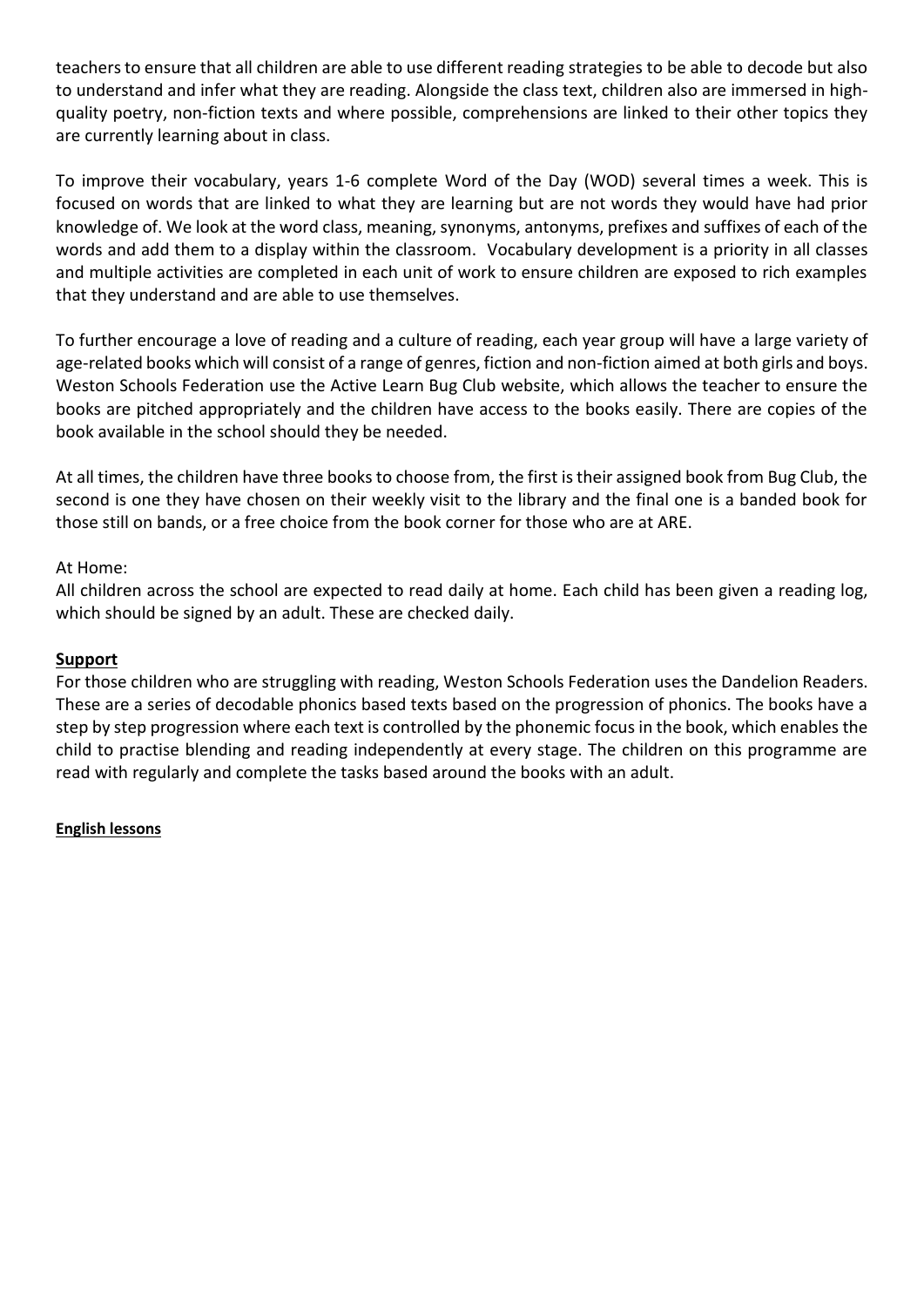teachers to ensure that all children are able to use different reading strategies to be able to decode but also to understand and infer what they are reading. Alongside the class text, children also are immersed in high-quality poetry, non-fiction texts and where possible, comprehensions are linked to their other topics they are currently learning about in class.

To improve their vocabulary, years 1-6 complete Word of the Day (WOD) several times a week. This is focused on words that are linked to what they are learning but are not words they would have had prior knowledge of. We look at the word class, meaning, synonyms, antonyms, prefixes and suffixes of each of the words and add them to a display within the classroom. Vocabulary development is a priority in all classes and multiple activities are completed in each unit of work to ensure children are exposed to rich examples that they understand and are able to use themselves.

To further encourage a love of reading and a culture of reading, each year group will have a large variety of age-related books which will consist of a range of genres, fiction and non-fiction aimed at both girls and boys. Weston Schools Federation use the Active Learn Bug Club website, which allows the teacher to ensure the books are pitched appropriately and the children have access to the books easily. There are copies of the book available in the school should they be needed.

At all times, the children have three books to choose from, the first is their assigned book from Bug Club, the second is one they have chosen on their weekly visit to the library and the final one is a banded book for those still on bands, or a free choice from the book corner for those who are at ARE.

At Home:

All children across the school are expected to read daily at home. Each child has been given a reading log, which should be signed by an adult. These are checked daily.

**Support**

For those children who are struggling with reading, Weston Schools Federation uses the Dandelion Readers. These are a series of decodable phonics based texts based on the progression of phonics. The books have a step by step progression where each text is controlled by the phonemic focus in the book, which enables the child to practise blending and reading independently at every stage. The children on this programme are read with regularly and complete the tasks based around the books with an adult.

**English lessons**